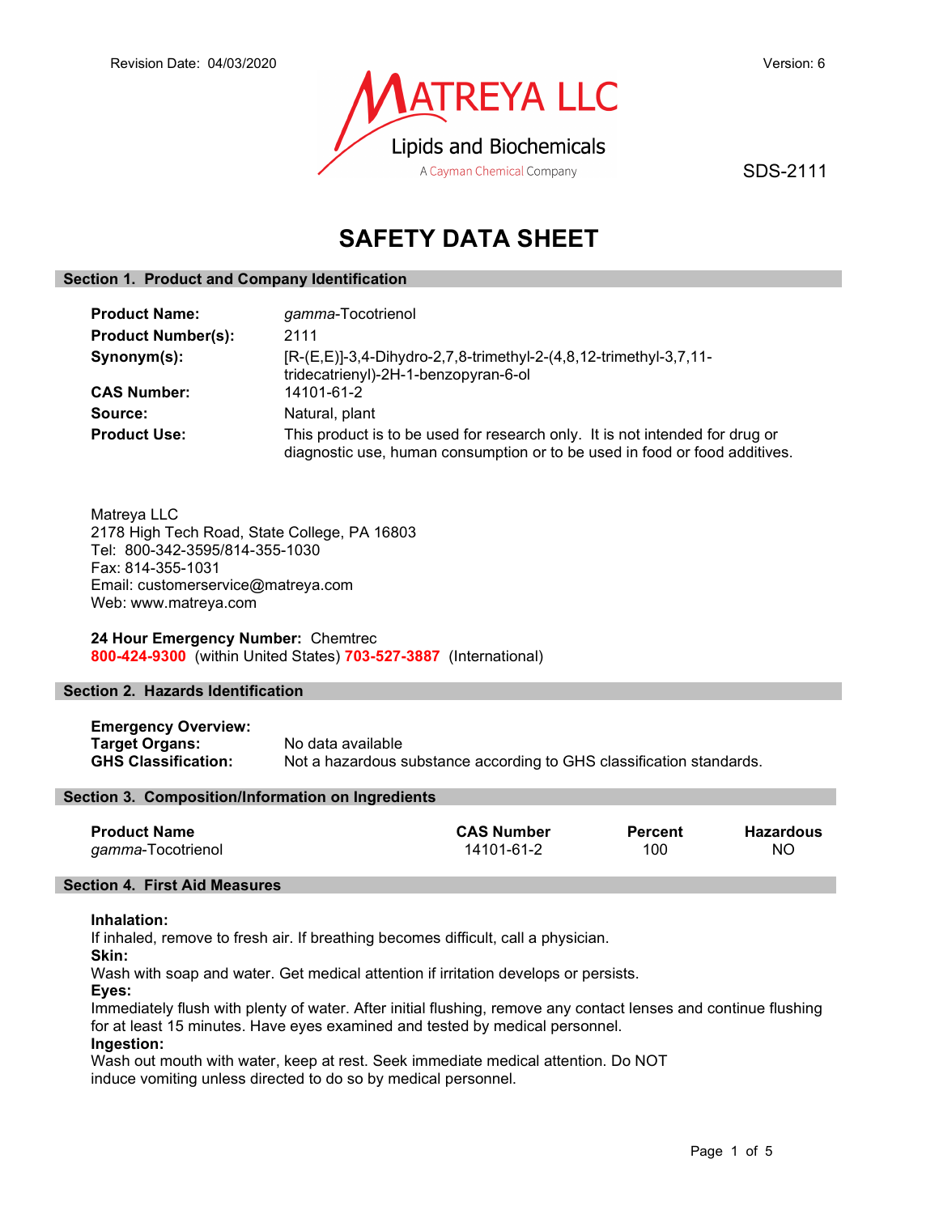Revision Date: 04/03/2020

Version: 6

MATREYA LLC
Lipids and Biochemicals
A Cayman Chemical Company

SDS-2111

# SAFETY DATA SHEET

## Section 1. Product and Company Identification

**Product Name:** *gamma*-Tocotrienol

**Product Number(s):** 2111

**Synonym(s):** [R-(E,E)]-3,4-Dihydro-2,7,8-trimethyl-2-(4,8,12-trimethyl-3,7,11-tridecatrienyl)-2H-1-benzopyran-6-ol

**CAS Number:** 14101-61-2

**Source:** Natural, plant

**Product Use:** This product is to be used for research only. It is not intended for drug or diagnostic use, human consumption or to be used in food or food additives.

Matreya LLC
2178 High Tech Road, State College, PA 16803
Tel: 800-342-3595/814-355-1030
Fax: 814-355-1031
Email: customerservice@matreya.com
Web: www.matreya.com

**24 Hour Emergency Number:** Chemtrec
**800-424-9300** (within United States) **703-527-3887** (International)

## Section 2. Hazards Identification

**Emergency Overview:**

**Target Organs:** No data available

**GHS Classification:** Not a hazardous substance according to GHS classification standards.

## Section 3. Composition/Information on Ingredients

| Product Name | CAS Number | Percent | Hazardous |
|---|---|---|---|
| *gamma*-Tocotrienol | 14101-61-2 | 100 | NO |

## Section 4. First Aid Measures

**Inhalation:**
If inhaled, remove to fresh air. If breathing becomes difficult, call a physician.

**Skin:**
Wash with soap and water. Get medical attention if irritation develops or persists.

**Eyes:**
Immediately flush with plenty of water. After initial flushing, remove any contact lenses and continue flushing for at least 15 minutes. Have eyes examined and tested by medical personnel.

**Ingestion:**
Wash out mouth with water, keep at rest. Seek immediate medical attention. Do NOT induce vomiting unless directed to do so by medical personnel.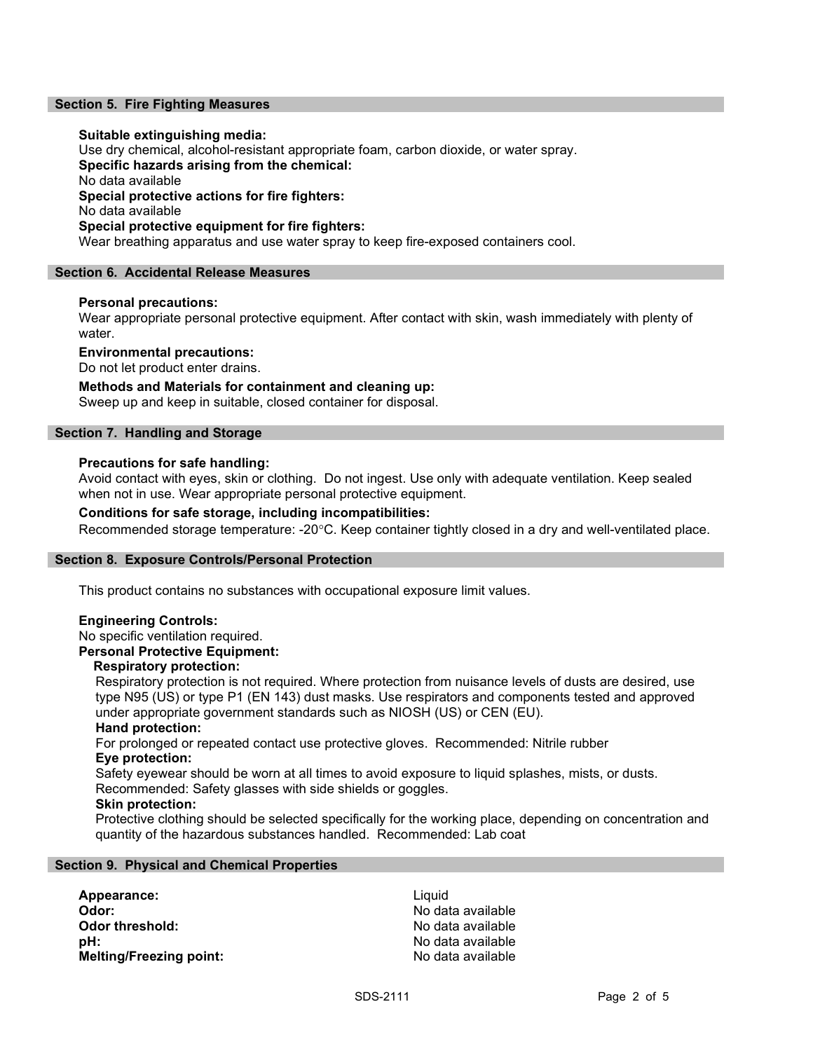## Section 5. Fire Fighting Measures

**Suitable extinguishing media:**
Use dry chemical, alcohol-resistant appropriate foam, carbon dioxide, or water spray.

**Specific hazards arising from the chemical:**
No data available

**Special protective actions for fire fighters:**
No data available

**Special protective equipment for fire fighters:**
Wear breathing apparatus and use water spray to keep fire-exposed containers cool.

## Section 6. Accidental Release Measures

**Personal precautions:**
Wear appropriate personal protective equipment. After contact with skin, wash immediately with plenty of water.

**Environmental precautions:**
Do not let product enter drains.

**Methods and Materials for containment and cleaning up:**
Sweep up and keep in suitable, closed container for disposal.

## Section 7. Handling and Storage

**Precautions for safe handling:**
Avoid contact with eyes, skin or clothing. Do not ingest. Use only with adequate ventilation. Keep sealed when not in use. Wear appropriate personal protective equipment.

**Conditions for safe storage, including incompatibilities:**
Recommended storage temperature: -20°C. Keep container tightly closed in a dry and well-ventilated place.

## Section 8. Exposure Controls/Personal Protection

This product contains no substances with occupational exposure limit values.

**Engineering Controls:**
No specific ventilation required.

**Personal Protective Equipment:**

**Respiratory protection:**
Respiratory protection is not required. Where protection from nuisance levels of dusts are desired, use type N95 (US) or type P1 (EN 143) dust masks. Use respirators and components tested and approved under appropriate government standards such as NIOSH (US) or CEN (EU).

**Hand protection:**
For prolonged or repeated contact use protective gloves. Recommended: Nitrile rubber

**Eye protection:**
Safety eyewear should be worn at all times to avoid exposure to liquid splashes, mists, or dusts. Recommended: Safety glasses with side shields or goggles.

**Skin protection:**
Protective clothing should be selected specifically for the working place, depending on concentration and quantity of the hazardous substances handled. Recommended: Lab coat

## Section 9. Physical and Chemical Properties

| | |
|---|---|
| **Appearance:** | Liquid |
| **Odor:** | No data available |
| **Odor threshold:** | No data available |
| **pH:** | No data available |
| **Melting/Freezing point:** | No data available |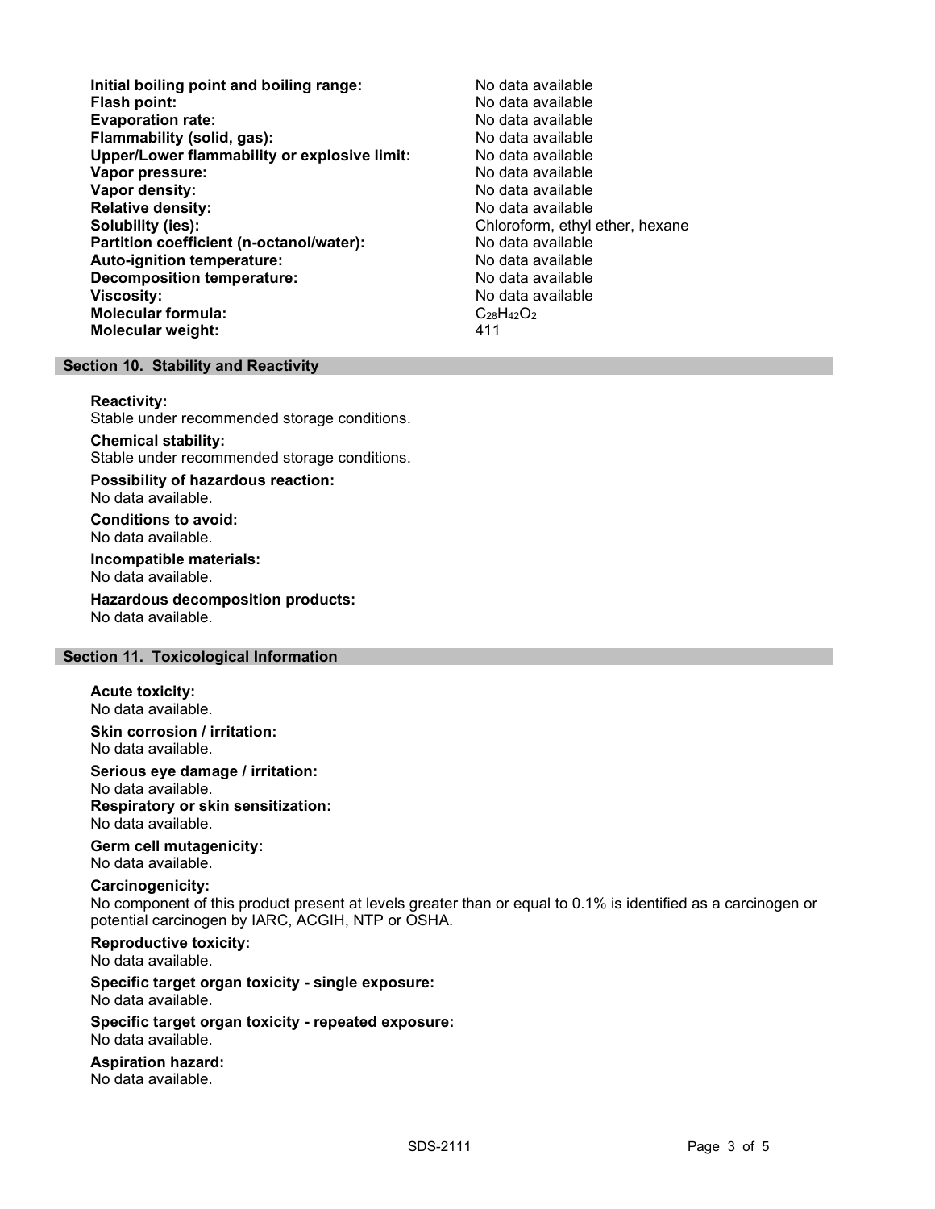| | |
|---|---|
| **Initial boiling point and boiling range:** | No data available |
| **Flash point:** | No data available |
| **Evaporation rate:** | No data available |
| **Flammability (solid, gas):** | No data available |
| **Upper/Lower flammability or explosive limit:** | No data available |
| **Vapor pressure:** | No data available |
| **Vapor density:** | No data available |
| **Relative density:** | No data available |
| **Solubility (ies):** | Chloroform, ethyl ether, hexane |
| **Partition coefficient (n-octanol/water):** | No data available |
| **Auto-ignition temperature:** | No data available |
| **Decomposition temperature:** | No data available |
| **Viscosity:** | No data available |
| **Molecular formula:** | $C_{28}H_{42}O_2$ |
| **Molecular weight:** | 411 |

## Section 10. Stability and Reactivity

**Reactivity:**
Stable under recommended storage conditions.

**Chemical stability:**
Stable under recommended storage conditions.

**Possibility of hazardous reaction:**
No data available.

**Conditions to avoid:**
No data available.

**Incompatible materials:**
No data available.

**Hazardous decomposition products:**
No data available.

## Section 11. Toxicological Information

**Acute toxicity:**
No data available.

**Skin corrosion / irritation:**
No data available.

**Serious eye damage / irritation:**
No data available.

**Respiratory or skin sensitization:**
No data available.

**Germ cell mutagenicity:**
No data available.

**Carcinogenicity:**
No component of this product present at levels greater than or equal to 0.1% is identified as a carcinogen or potential carcinogen by IARC, ACGIH, NTP or OSHA.

**Reproductive toxicity:**
No data available.

**Specific target organ toxicity - single exposure:**
No data available.

**Specific target organ toxicity - repeated exposure:**
No data available.

**Aspiration hazard:**
No data available.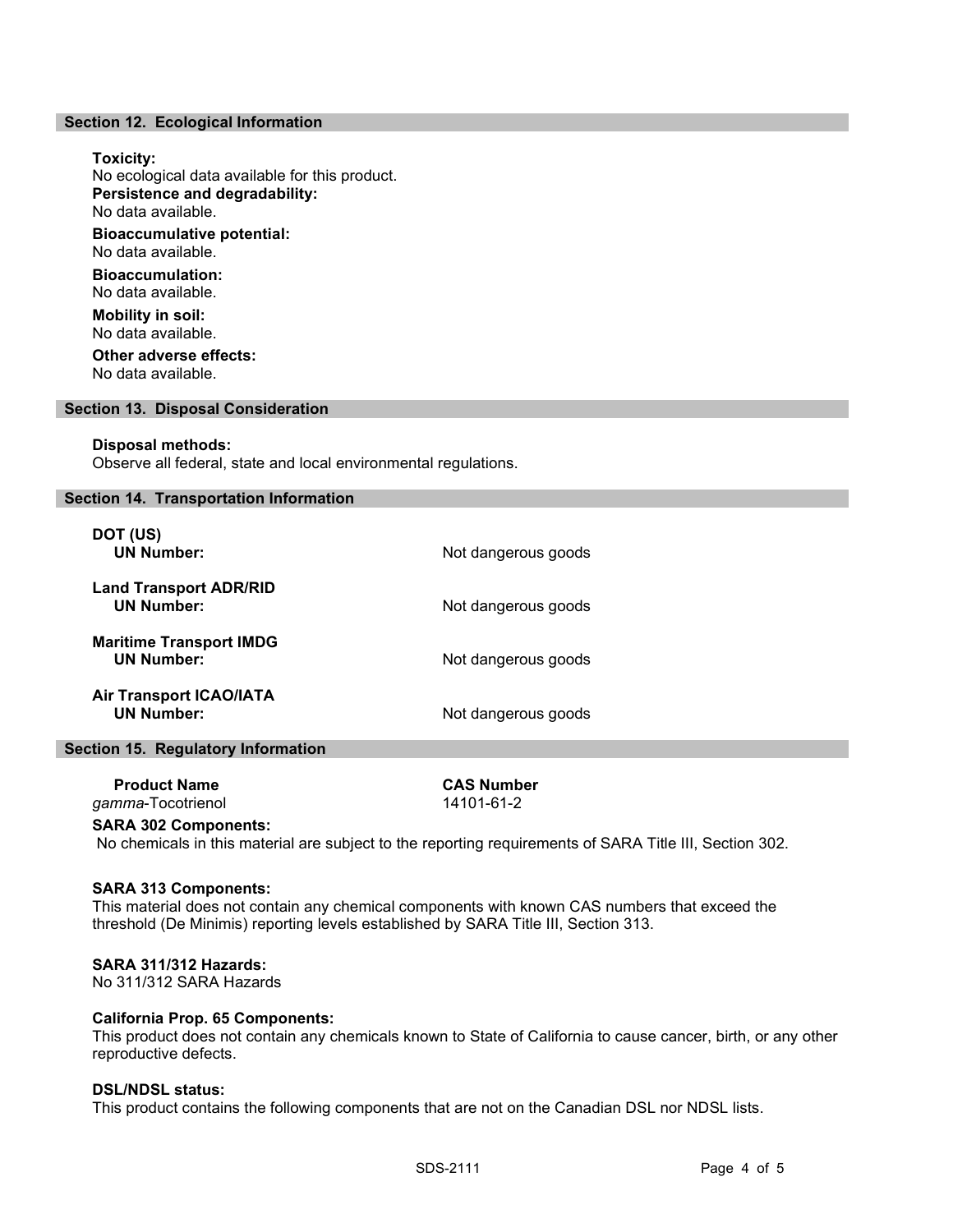## Section 12. Ecological Information

**Toxicity:**
No ecological data available for this product.

**Persistence and degradability:**
No data available.

**Bioaccumulative potential:**
No data available.

**Bioaccumulation:**
No data available.

**Mobility in soil:**
No data available.

**Other adverse effects:**
No data available.

## Section 13. Disposal Consideration

**Disposal methods:**
Observe all federal, state and local environmental regulations.

## Section 14. Transportation Information

**DOT (US)**
**UN Number:** Not dangerous goods

**Land Transport ADR/RID**
**UN Number:** Not dangerous goods

**Maritime Transport IMDG**
**UN Number:** Not dangerous goods

**Air Transport ICAO/IATA**
**UN Number:** Not dangerous goods

## Section 15. Regulatory Information

| Product Name | CAS Number |
| --- | --- |
| *gamma*-Tocotrienol | 14101-61-2 |

**SARA 302 Components:**
No chemicals in this material are subject to the reporting requirements of SARA Title III, Section 302.

**SARA 313 Components:**
This material does not contain any chemical components with known CAS numbers that exceed the threshold (De Minimis) reporting levels established by SARA Title III, Section 313.

**SARA 311/312 Hazards:**
No 311/312 SARA Hazards

**California Prop. 65 Components:**
This product does not contain any chemicals known to State of California to cause cancer, birth, or any other reproductive defects.

**DSL/NDSL status:**
This product contains the following components that are not on the Canadian DSL nor NDSL lists.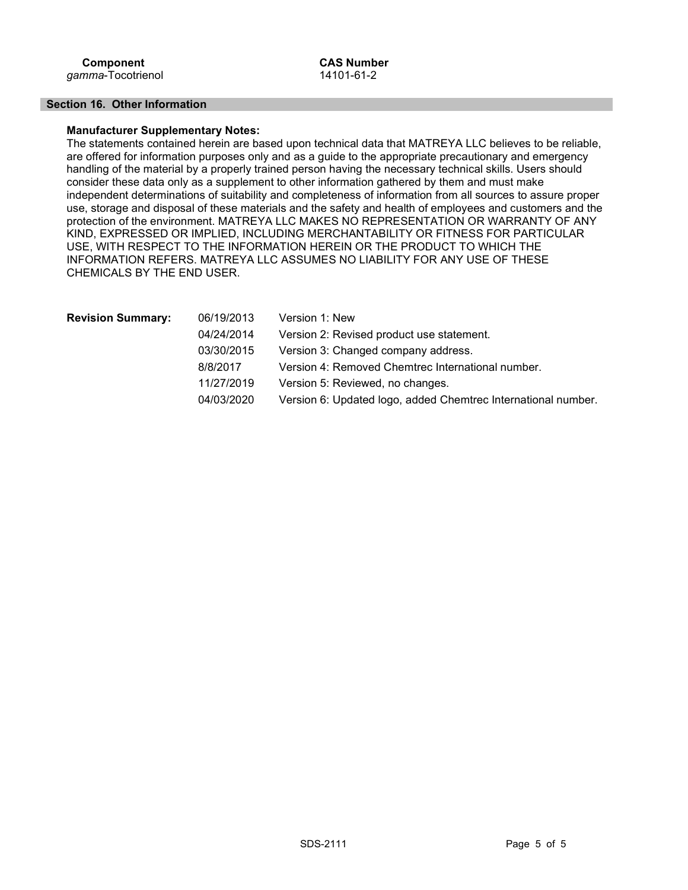| Component | CAS Number |
|---|---|
| *gamma*-Tocotrienol | 14101-61-2 |

## Section 16. Other Information

**Manufacturer Supplementary Notes:**

The statements contained herein are based upon technical data that MATREYA LLC believes to be reliable, are offered for information purposes only and as a guide to the appropriate precautionary and emergency handling of the material by a properly trained person having the necessary technical skills. Users should consider these data only as a supplement to other information gathered by them and must make independent determinations of suitability and completeness of information from all sources to assure proper use, storage and disposal of these materials and the safety and health of employees and customers and the protection of the environment. MATREYA LLC MAKES NO REPRESENTATION OR WARRANTY OF ANY KIND, EXPRESSED OR IMPLIED, INCLUDING MERCHANTABILITY OR FITNESS FOR PARTICULAR USE, WITH RESPECT TO THE INFORMATION HEREIN OR THE PRODUCT TO WHICH THE INFORMATION REFERS. MATREYA LLC ASSUMES NO LIABILITY FOR ANY USE OF THESE CHEMICALS BY THE END USER.

| | | |
|---|---|---|
| **Revision Summary:** | 06/19/2013 | Version 1: New |
| | 04/24/2014 | Version 2: Revised product use statement. |
| | 03/30/2015 | Version 3: Changed company address. |
| | 8/8/2017 | Version 4: Removed Chemtrec International number. |
| | 11/27/2019 | Version 5: Reviewed, no changes. |
| | 04/03/2020 | Version 6: Updated logo, added Chemtrec International number. |

SDS-2111